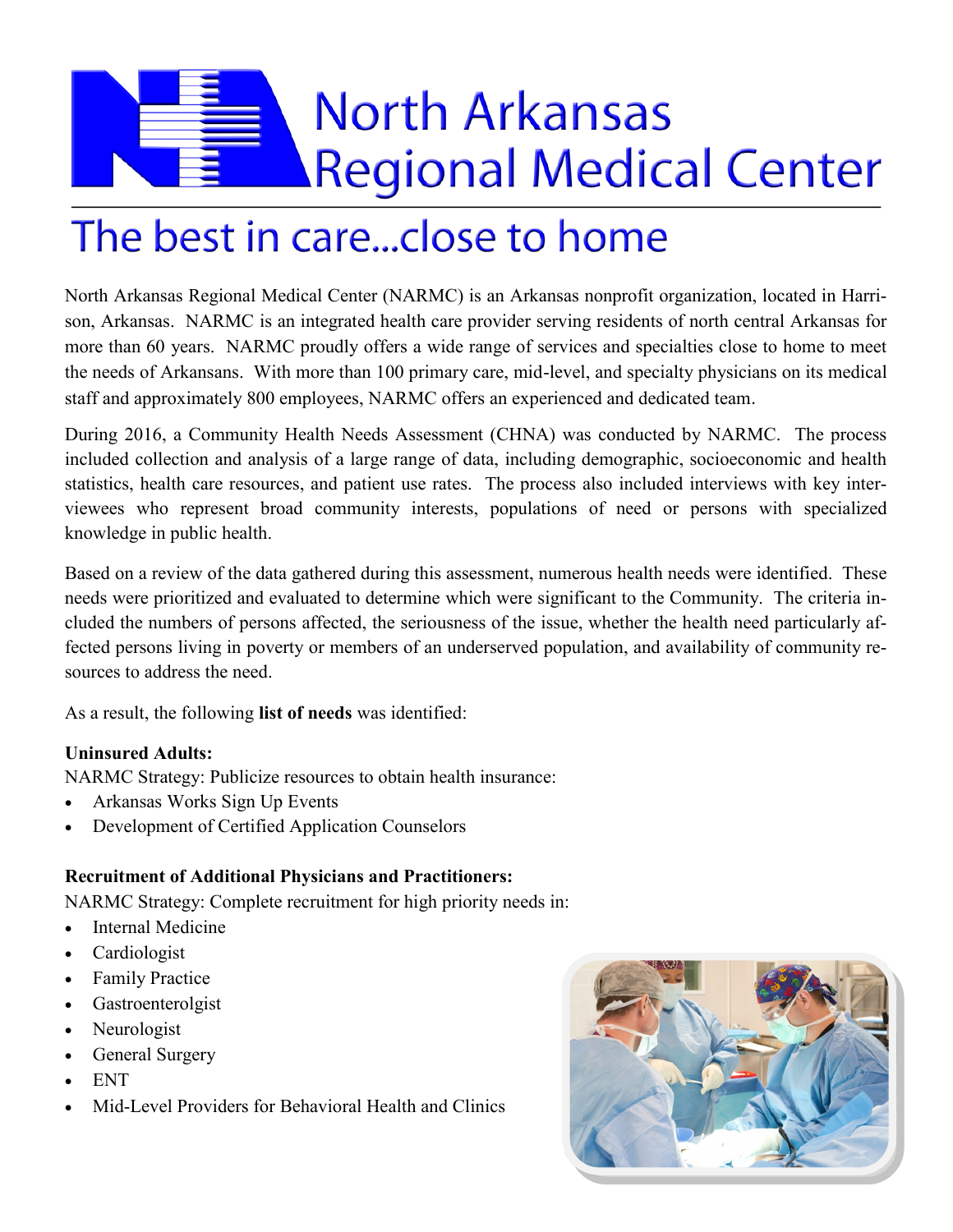# North Arkansas Regional Medical Center

## The best in care...close to home

North Arkansas Regional Medical Center (NARMC) is an Arkansas nonprofit organization, located in Harrison, Arkansas. NARMC is an integrated health care provider serving residents of north central Arkansas for more than 60 years. NARMC proudly offers a wide range of services and specialties close to home to meet the needs of Arkansans. With more than 100 primary care, mid-level, and specialty physicians on its medical staff and approximately 800 employees, NARMC offers an experienced and dedicated team.

During 2016, a Community Health Needs Assessment (CHNA) was conducted by NARMC. The process included collection and analysis of a large range of data, including demographic, socioeconomic and health statistics, health care resources, and patient use rates. The process also included interviews with key interviewees who represent broad community interests, populations of need or persons with specialized knowledge in public health.

Based on a review of the data gathered during this assessment, numerous health needs were identified. These needs were prioritized and evaluated to determine which were significant to the Community. The criteria included the numbers of persons affected, the seriousness of the issue, whether the health need particularly affected persons living in poverty or members of an underserved population, and availability of community resources to address the need.

As a result, the following **list of needs** was identified:

**Uninsured Adults:**

NARMC Strategy: Publicize resources to obtain health insurance:

- Arkansas Works Sign Up Events
- Development of Certified Application Counselors

**Recruitment of Additional Physicians and Practitioners:**

NARMC Strategy: Complete recruitment for high priority needs in:

- Internal Medicine
- Cardiologist
- Family Practice
- Gastroenterolgist
- Neurologist
- General Surgery
- ENT
- Mid-Level Providers for Behavioral Health and Clinics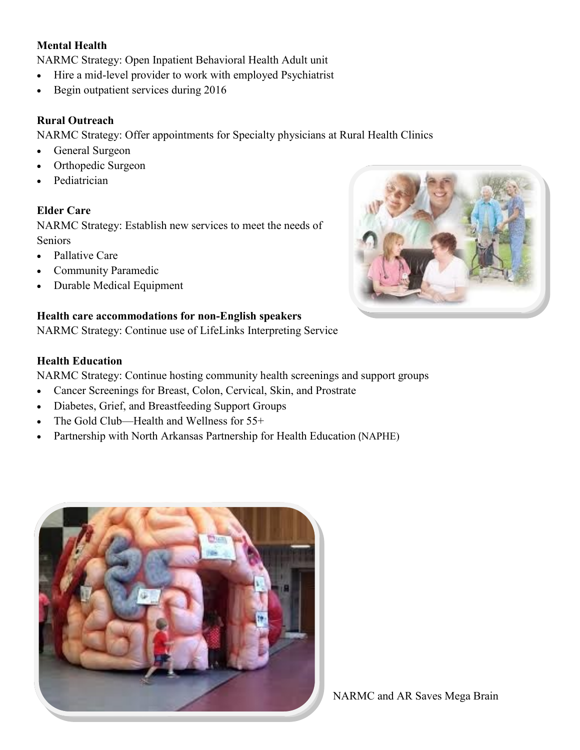**Mental Health**

NARMC Strategy: Open Inpatient Behavioral Health Adult unit

- Hire a mid-level provider to work with employed Psychiatrist
- Begin outpatient services during 2016

**Rural Outreach**

NARMC Strategy: Offer appointments for Specialty physicians at Rural Health Clinics

- General Surgeon
- Orthopedic Surgeon
- Pediatrician

**Elder Care**

NARMC Strategy: Establish new services to meet the needs of Seniors

- Pallative Care
- Community Paramedic
- Durable Medical Equipment

**Health care accommodations for non-English speakers**

NARMC Strategy: Continue use of LifeLinks Interpreting Service

**Health Education**

NARMC Strategy: Continue hosting community health screenings and support groups

- Cancer Screenings for Breast, Colon, Cervical, Skin, and Prostrate
- Diabetes, Grief, and Breastfeeding Support Groups
- The Gold Club—Health and Wellness for 55+
- Partnership with North Arkansas Partnership for Health Education (NAPHE)

NARMC and AR Saves Mega Brain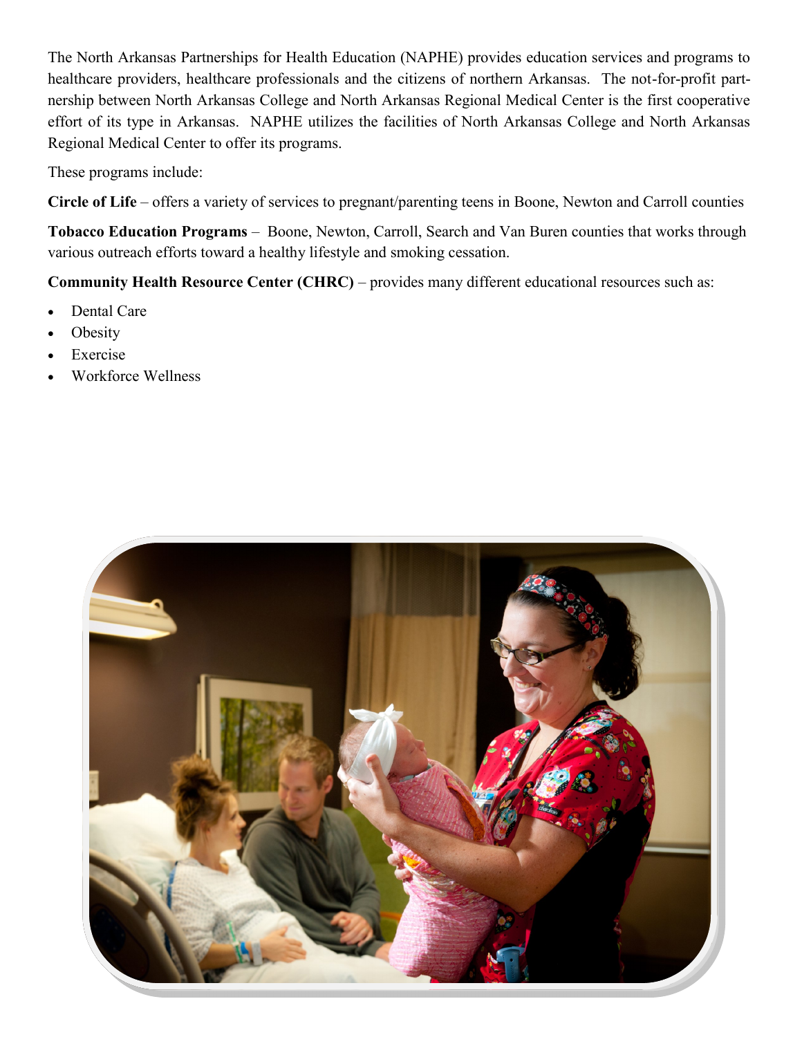The North Arkansas Partnerships for Health Education (NAPHE) provides education services and programs to healthcare providers, healthcare professionals and the citizens of northern Arkansas. The not-for-profit partnership between North Arkansas College and North Arkansas Regional Medical Center is the first cooperative effort of its type in Arkansas. NAPHE utilizes the facilities of North Arkansas College and North Arkansas Regional Medical Center to offer its programs.

These programs include:

**Circle of Life** – offers a variety of services to pregnant/parenting teens in Boone, Newton and Carroll counties

**Tobacco Education Programs** – Boone, Newton, Carroll, Search and Van Buren counties that works through various outreach efforts toward a healthy lifestyle and smoking cessation.

**Community Health Resource Center (CHRC)** – provides many different educational resources such as:

- Dental Care
- Obesity
- Exercise
- Workforce Wellness